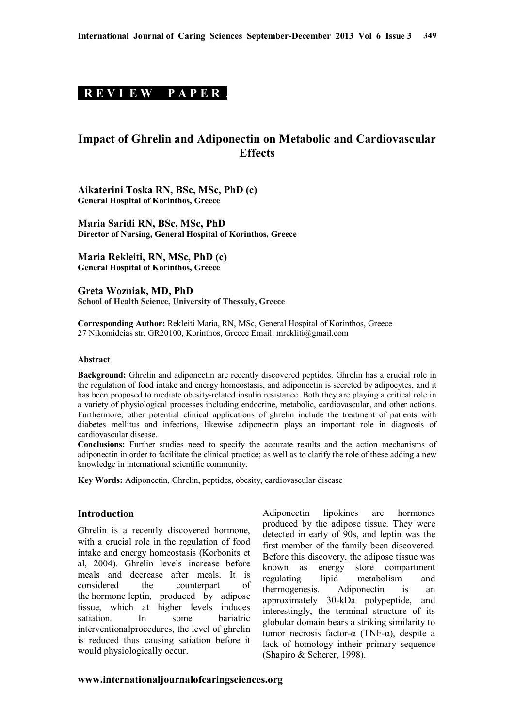**REVIEW PAPER**

# Impact of Ghrelin and Adiponectin on Metabolic and Cardiovascular Effects

**Aikaterini Toska RN, BSc, MSc, PhD (c)**
**General Hospital of Korinthos, Greece**

**Maria Saridi RN, BSc, MSc, PhD**
**Director of Nursing, General Hospital of Korinthos, Greece**

**Maria Rekleiti, RN, MSc, PhD (c)**
**General Hospital of Korinthos, Greece**

**Greta Wozniak, MD, PhD**
**School of Health Science, University of Thessaly, Greece**

**Corresponding Author:** Rekleiti Maria, RN, MSc, General Hospital of Korinthos, Greece
27 Nikomideias str, GR20100, Korinthos, Greece Email: mrekliti@gmail.com

#### Abstract

**Background:** Ghrelin and adiponectin are recently discovered peptides. Ghrelin has a crucial role in the regulation of food intake and energy homeostasis, and adiponectin is secreted by adipocytes, and it has been proposed to mediate obesity-related insulin resistance. Both they are playing a critical role in a variety of physiological processes including endocrine, metabolic, cardiovascular, and other actions. Furthermore, other potential clinical applications of ghrelin include the treatment of patients with diabetes mellitus and infections, likewise adiponectin plays an important role in diagnosis of cardiovascular disease.

**Conclusions:** Further studies need to specify the accurate results and the action mechanisms of adiponectin in order to facilitate the clinical practice; as well as to clarify the role of these adding a new knowledge in international scientific community.

**Key Words:** Adiponectin, Ghrelin, peptides, obesity, cardiovascular disease

## Introduction

Ghrelin is a recently discovered hormone, with a crucial role in the regulation of food intake and energy homeostasis (Korbonits et al, 2004). Ghrelin levels increase before meals and decrease after meals. It is considered the counterpart of the hormone leptin, produced by adipose tissue, which at higher levels induces satiation. In some bariatric interventionalprocedures, the level of ghrelin is reduced thus causing satiation before it would physiologically occur.

Adiponectin lipokines are hormones produced by the adipose tissue. They were detected in early of 90s, and leptin was the first member of the family been discovered. Before this discovery, the adipose tissue was known as energy store compartment regulating lipid metabolism and thermogenesis. Adiponectin is an approximately 30-kDa polypeptide, and interestingly, the terminal structure of its globular domain bears a striking similarity to tumor necrosis factor-α (TNF-α), despite a lack of homology intheir primary sequence (Shapiro & Scherer, 1998).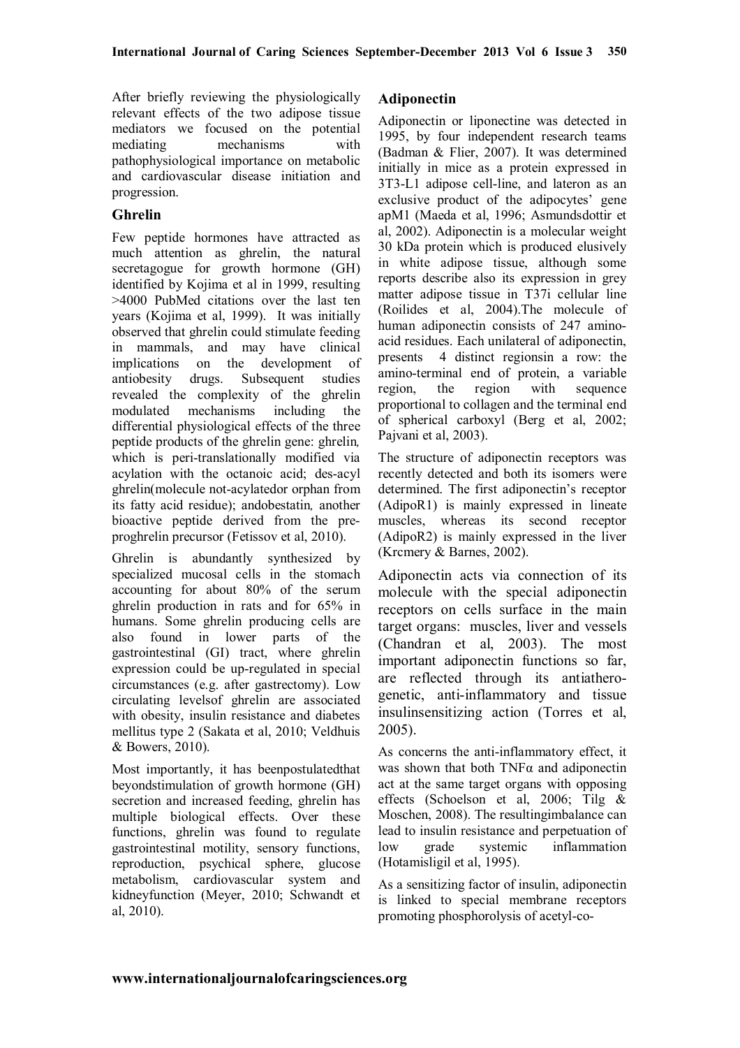After briefly reviewing the physiologically relevant effects of the two adipose tissue mediators we focused on the potential mediating mechanisms with pathophysiological importance on metabolic and cardiovascular disease initiation and progression.

## Ghrelin

Few peptide hormones have attracted as much attention as ghrelin, the natural secretagogue for growth hormone (GH) identified by Kojima et al in 1999, resulting >4000 PubMed citations over the last ten years (Kojima et al, 1999). It was initially observed that ghrelin could stimulate feeding in mammals, and may have clinical implications on the development of antiobesity drugs. Subsequent studies revealed the complexity of the ghrelin modulated mechanisms including the differential physiological effects of the three peptide products of the ghrelin gene: ghrelin, which is peri-translationally modified via acylation with the octanoic acid; des-acyl ghrelin(molecule not-acylatedor orphan from its fatty acid residue); andobestatin, another bioactive peptide derived from the pre-proghrelin precursor (Fetissov et al, 2010).

Ghrelin is abundantly synthesized by specialized mucosal cells in the stomach accounting for about 80% of the serum ghrelin production in rats and for 65% in humans. Some ghrelin producing cells are also found in lower parts of the gastrointestinal (GI) tract, where ghrelin expression could be up-regulated in special circumstances (e.g. after gastrectomy). Low circulating levelsof ghrelin are associated with obesity, insulin resistance and diabetes mellitus type 2 (Sakata et al, 2010; Veldhuis & Bowers, 2010).

Most importantly, it has beenpostulatedthat beyondstimulation of growth hormone (GH) secretion and increased feeding, ghrelin has multiple biological effects. Over these functions, ghrelin was found to regulate gastrointestinal motility, sensory functions, reproduction, psychical sphere, glucose metabolism, cardiovascular system and kidneyfunction (Meyer, 2010; Schwandt et al, 2010).

## Adiponectin

Adiponectin or liponectine was detected in 1995, by four independent research teams (Badman & Flier, 2007). It was determined initially in mice as a protein expressed in 3T3-L1 adipose cell-line, and lateron as an exclusive product of the adipocytes' gene apM1 (Maeda et al, 1996; Asmundsdottir et al, 2002). Adiponectin is a molecular weight 30 kDa protein which is produced elusively in white adipose tissue, although some reports describe also its expression in grey matter adipose tissue in T37i cellular line (Roilides et al, 2004).The molecule of human adiponectin consists of 247 amino-acid residues. Each unilateral of adiponectin, presents 4 distinct regionsin a row: the amino-terminal end of protein, a variable region, the region with sequence proportional to collagen and the terminal end of spherical carboxyl (Berg et al, 2002; Pajvani et al, 2003).

The structure of adiponectin receptors was recently detected and both its isomers were determined. The first adiponectin's receptor (AdipoR1) is mainly expressed in lineate muscles, whereas its second receptor (AdipoR2) is mainly expressed in the liver (Krcmery & Barnes, 2002).

Adiponectin acts via connection of its molecule with the special adiponectin receptors on cells surface in the main target organs: muscles, liver and vessels (Chandran et al, 2003). The most important adiponectin functions so far, are reflected through its antiathero-genetic, anti-inflammatory and tissue insulinsensitizing action (Torres et al, 2005).

As concerns the anti-inflammatory effect, it was shown that both TNFα and adiponectin act at the same target organs with opposing effects (Schoelson et al, 2006; Tilg & Moschen, 2008). The resultingimbalance can lead to insulin resistance and perpetuation of low grade systemic inflammation (Hotamisligil et al, 1995).

As a sensitizing factor of insulin, adiponectin is linked to special membrane receptors promoting phosphorolysis of acetyl-co-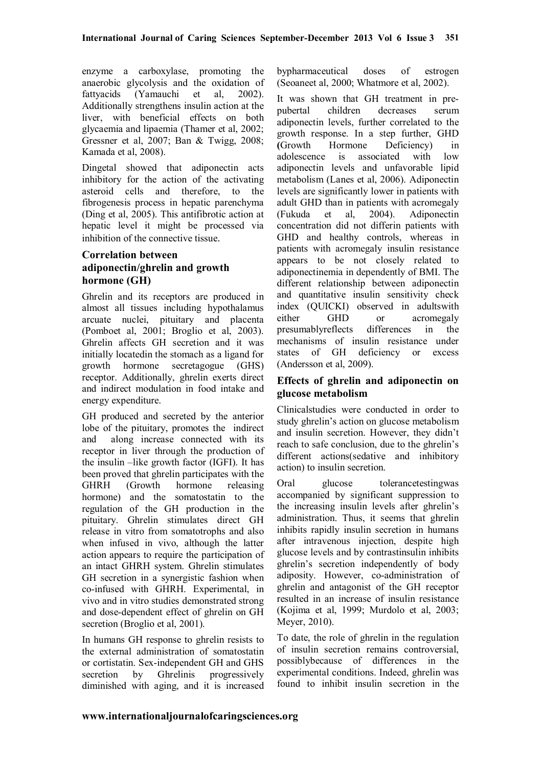enzyme a carboxylase, promoting the anaerobic glycolysis and the oxidation of fattyacids (Yamauchi et al, 2002). Additionally strengthens insulin action at the liver, with beneficial effects on both glycaemia and lipaemia (Thamer et al, 2002; Gressner et al, 2007; Ban & Twigg, 2008; Kamada et al, 2008).

Dingetal showed that adiponectin acts inhibitory for the action of the activating asteroid cells and therefore, to the fibrogenesis process in hepatic parenchyma (Ding et al, 2005). This antifibrotic action at hepatic level it might be processed via inhibition of the connective tissue.

## Correlation between adiponectin/ghrelin and growth hormone (GH)

Ghrelin and its receptors are produced in almost all tissues including hypothalamus arcuate nuclei, pituitary and placenta (Pomboet al, 2001; Broglio et al, 2003). Ghrelin affects GH secretion and it was initially locatedin the stomach as a ligand for growth hormone secretagogue (GHS) receptor. Additionally, ghrelin exerts direct and indirect modulation in food intake and energy expenditure.

GH produced and secreted by the anterior lobe of the pituitary, promotes the indirect and along increase connected with its receptor in liver through the production of the insulin –like growth factor (IGFI). It has been proved that ghrelin participates with the GHRH (Growth hormone releasing hormone) and the somatostatin to the regulation of the GH production in the pituitary. Ghrelin stimulates direct GH release in vitro from somatotrophs and also when infused in vivo, although the latter action appears to require the participation of an intact GHRH system. Ghrelin stimulates GH secretion in a synergistic fashion when co-infused with GHRH. Experimental, in vivo and in vitro studies demonstrated strong and dose-dependent effect of ghrelin on GH secretion (Broglio et al, 2001).

In humans GH response to ghrelin resists to the external administration of somatostatin or cortistatin. Sex-independent GH and GHS secretion by Ghrelinis progressively diminished with aging, and it is increased bypharmaceutical doses of estrogen (Seoaneet al, 2000; Whatmore et al, 2002).

It was shown that GH treatment in pre-pubertal children decreases serum adiponectin levels, further correlated to the growth response. In a step further, GHD (Growth Hormone Deficiency) in adolescence is associated with low adiponectin levels and unfavorable lipid metabolism (Lanes et al, 2006). Adiponectin levels are significantly lower in patients with adult GHD than in patients with acromegaly (Fukuda et al, 2004). Adiponectin concentration did not differin patients with GHD and healthy controls, whereas in patients with acromegaly insulin resistance appears to be not closely related to adiponectinemia in dependently of BMI. The different relationship between adiponectin and quantitative insulin sensitivity check index (QUICKI) observed in adultswith either GHD or acromegaly presumablyreflects differences in the mechanisms of insulin resistance under states of GH deficiency or excess (Andersson et al, 2009).

## Effects of ghrelin and adiponectin on glucose metabolism

Clinicalstudies were conducted in order to study ghrelin's action on glucose metabolism and insulin secretion. However, they didn't reach to safe conclusion, due to the ghrelin's different actions(sedative and inhibitory action) to insulin secretion.

Oral glucose tolerancetestingwas accompanied by significant suppression to the increasing insulin levels after ghrelin's administration. Thus, it seems that ghrelin inhibits rapidly insulin secretion in humans after intravenous injection, despite high glucose levels and by contrastinsulin inhibits ghrelin's secretion independently of body adiposity. However, co-administration of ghrelin and antagonist of the GH receptor resulted in an increase of insulin resistance (Kojima et al, 1999; Murdolo et al, 2003; Meyer, 2010).

To date, the role of ghrelin in the regulation of insulin secretion remains controversial, possiblybecause of differences in the experimental conditions. Indeed, ghrelin was found to inhibit insulin secretion in the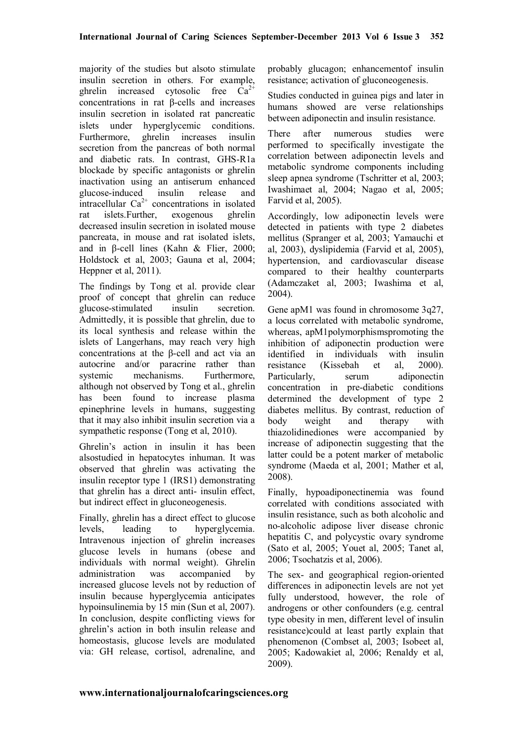majority of the studies but alsoto stimulate insulin secretion in others. For example, ghrelin increased cytosolic free $Ca^{2+}$ concentrations in rat β-cells and increases insulin secretion in isolated rat pancreatic islets under hyperglycemic conditions. Furthermore, ghrelin increases insulin secretion from the pancreas of both normal and diabetic rats. In contrast, GHS-R1a blockade by specific antagonists or ghrelin inactivation using an antiserum enhanced glucose-induced insulin release and intracellular $Ca^{2+}$ concentrations in isolated rat islets.Further, exogenous ghrelin decreased insulin secretion in isolated mouse pancreata, in mouse and rat isolated islets, and in β-cell lines (Kahn & Flier, 2000; Holdstock et al, 2003; Gauna et al, 2004; Heppner et al, 2011).

The findings by Tong et al. provide clear proof of concept that ghrelin can reduce glucose-stimulated insulin secretion. Admittedly, it is possible that ghrelin, due to its local synthesis and release within the islets of Langerhans, may reach very high concentrations at the β-cell and act via an autocrine and/or paracrine rather than systemic mechanisms. Furthermore, although not observed by Tong et al., ghrelin has been found to increase plasma epinephrine levels in humans, suggesting that it may also inhibit insulin secretion via a sympathetic response (Tong et al, 2010).

Ghrelin's action in insulin it has been alsostudied in hepatocytes inhuman. It was observed that ghrelin was activating the insulin receptor type 1 (IRS1) demonstrating that ghrelin has a direct anti- insulin effect, but indirect effect in gluconeogenesis.

Finally, ghrelin has a direct effect to glucose levels, leading to hyperglycemia. Intravenous injection of ghrelin increases glucose levels in humans (obese and individuals with normal weight). Ghrelin administration was accompanied by increased glucose levels not by reduction of insulin because hyperglycemia anticipates hypoinsulinemia by 15 min (Sun et al, 2007). In conclusion, despite conflicting views for ghrelin's action in both insulin release and homeostasis, glucose levels are modulated via: GH release, cortisol, adrenaline, and probably glucagon; enhancementof insulin resistance; activation of gluconeogenesis.

Studies conducted in guinea pigs and later in humans showed are verse relationships between adiponectin and insulin resistance.

There after numerous studies were performed to specifically investigate the correlation between adiponectin levels and metabolic syndrome components including sleep apnea syndrome (Tschritter et al, 2003; Iwashimaet al, 2004; Nagao et al, 2005; Farvid et al, 2005).

Accordingly, low adiponectin levels were detected in patients with type 2 diabetes mellitus (Spranger et al, 2003; Yamauchi et al, 2003), dyslipidemia (Farvid et al, 2005), hypertension, and cardiovascular disease compared to their healthy counterparts (Adamczaket al, 2003; Iwashima et al, 2004).

Gene apM1 was found in chromosome 3q27, a locus correlated with metabolic syndrome, whereas, apM1polymorphismspromoting the inhibition of adiponectin production were identified in individuals with insulin resistance (Kissebah et al, 2000). Particularly, serum adiponectin concentration in pre-diabetic conditions determined the development of type 2 diabetes mellitus. By contrast, reduction of body weight and therapy with thiazolidinediones were accompanied by increase of adiponectin suggesting that the latter could be a potent marker of metabolic syndrome (Maeda et al, 2001; Mather et al, 2008).

Finally, hypoadiponectinemia was found correlated with conditions associated with insulin resistance, such as both alcoholic and no-alcoholic adipose liver disease chronic hepatitis C, and polycystic ovary syndrome (Sato et al, 2005; Youet al, 2005; Tanet al, 2006; Tsochatzis et al, 2006).

The sex- and geographical region-oriented differences in adiponectin levels are not yet fully understood, however, the role of androgens or other confounders (e.g. central type obesity in men, different level of insulin resistance)could at least partly explain that phenomenon (Combset al, 2003; Isobeet al, 2005; Kadowakiet al, 2006; Renaldy et al, 2009).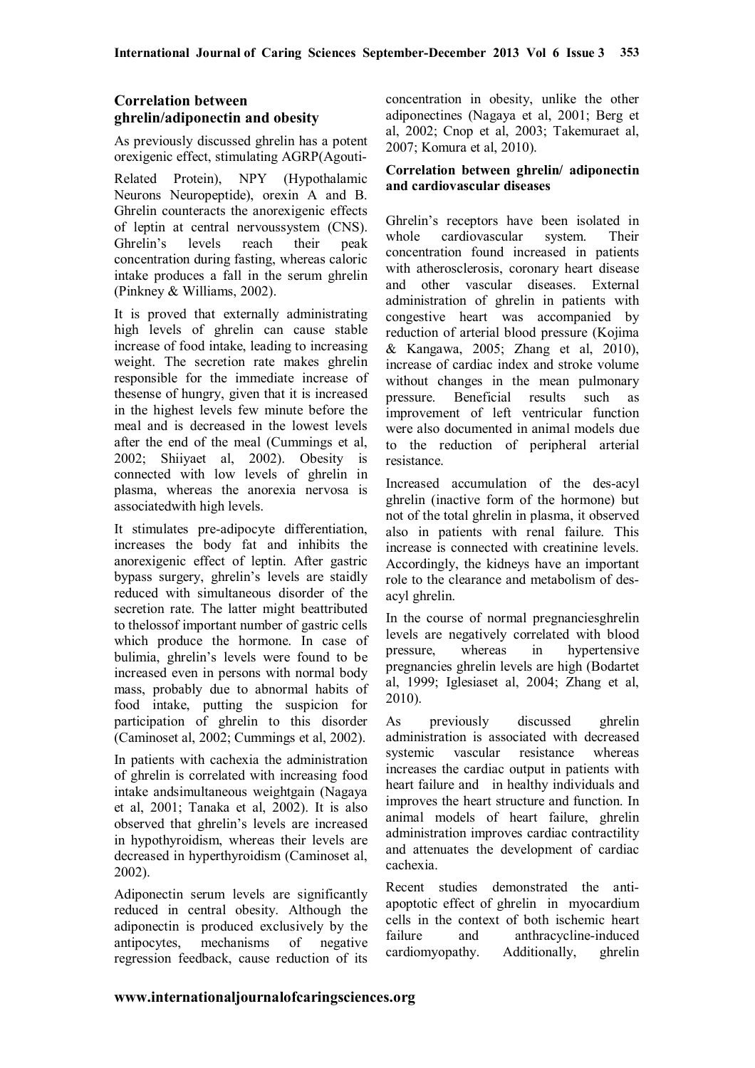## Correlation between ghrelin/adiponectin and obesity

As previously discussed ghrelin has a potent orexigenic effect, stimulating AGRP(Agouti-Related Protein), NPY (Hypothalamic Neurons Neuropeptide), orexin A and B. Ghrelin counteracts the anorexigenic effects of leptin at central nervoussystem (CNS). Ghrelin's levels reach their peak concentration during fasting, whereas caloric intake produces a fall in the serum ghrelin (Pinkney & Williams, 2002).

It is proved that externally administrating high levels of ghrelin can cause stable increase of food intake, leading to increasing weight. The secretion rate makes ghrelin responsible for the immediate increase of thesense of hungry, given that it is increased in the highest levels few minute before the meal and is decreased in the lowest levels after the end of the meal (Cummings et al, 2002; Shiiyaet al, 2002). Obesity is connected with low levels of ghrelin in plasma, whereas the anorexia nervosa is associatedwith high levels.

It stimulates pre-adipocyte differentiation, increases the body fat and inhibits the anorexigenic effect of leptin. After gastric bypass surgery, ghrelin's levels are staidly reduced with simultaneous disorder of the secretion rate. The latter might beattributed to thelossof important number of gastric cells which produce the hormone. In case of bulimia, ghrelin's levels were found to be increased even in persons with normal body mass, probably due to abnormal habits of food intake, putting the suspicion for participation of ghrelin to this disorder (Caminoset al, 2002; Cummings et al, 2002).

In patients with cachexia the administration of ghrelin is correlated with increasing food intake andsimultaneous weightgain (Nagaya et al, 2001; Tanaka et al, 2002). It is also observed that ghrelin's levels are increased in hypothyroidism, whereas their levels are decreased in hyperthyroidism (Caminoset al, 2002).

Adiponectin serum levels are significantly reduced in central obesity. Although the adiponectin is produced exclusively by the antipocytes, mechanisms of negative regression feedback, cause reduction of its concentration in obesity, unlike the other adiponectines (Nagaya et al, 2001; Berg et al, 2002; Cnop et al, 2003; Takemuraet al, 2007; Komura et al, 2010).

### Correlation between ghrelin/ adiponectin and cardiovascular diseases

Ghrelin's receptors have been isolated in whole cardiovascular system. Their concentration found increased in patients with atherosclerosis, coronary heart disease and other vascular diseases. External administration of ghrelin in patients with congestive heart was accompanied by reduction of arterial blood pressure (Kojima & Kangawa, 2005; Zhang et al, 2010), increase of cardiac index and stroke volume without changes in the mean pulmonary pressure. Beneficial results such as improvement of left ventricular function were also documented in animal models due to the reduction of peripheral arterial resistance.

Increased accumulation of the des-acyl ghrelin (inactive form of the hormone) but not of the total ghrelin in plasma, it observed also in patients with renal failure. This increase is connected with creatinine levels. Accordingly, the kidneys have an important role to the clearance and metabolism of des-acyl ghrelin.

In the course of normal pregnanciesghrelin levels are negatively correlated with blood pressure, whereas in hypertensive pregnancies ghrelin levels are high (Bodartet al, 1999; Iglesiaset al, 2004; Zhang et al, 2010).

As previously discussed ghrelin administration is associated with decreased systemic vascular resistance whereas increases the cardiac output in patients with heart failure and in healthy individuals and improves the heart structure and function. In animal models of heart failure, ghrelin administration improves cardiac contractility and attenuates the development of cardiac cachexia.

Recent studies demonstrated the anti-apoptotic effect of ghrelin in myocardium cells in the context of both ischemic heart failure and anthracycline-induced cardiomyopathy. Additionally, ghrelin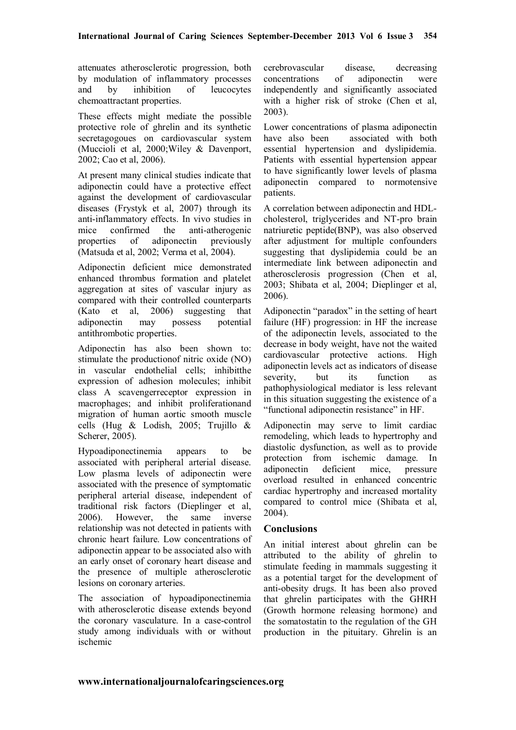attenuates atherosclerotic progression, both by modulation of inflammatory processes and by inhibition of leucocytes chemoattractant properties.

These effects might mediate the possible protective role of ghrelin and its synthetic secretagogoues on cardiovascular system (Muccioli et al, 2000;Wiley & Davenport, 2002; Cao et al, 2006).

At present many clinical studies indicate that adiponectin could have a protective effect against the development of cardiovascular diseases (Frystyk et al, 2007) through its anti-inflammatory effects. In vivo studies in mice confirmed the anti-atherogenic properties of adiponectin previously (Matsuda et al, 2002; Verma et al, 2004).

Adiponectin deficient mice demonstrated enhanced thrombus formation and platelet aggregation at sites of vascular injury as compared with their controlled counterparts (Kato et al, 2006) suggesting that adiponectin may possess potential antithrombotic properties.

Adiponectin has also been shown to: stimulate the productionof nitric oxide (NO) in vascular endothelial cells; inhibitthe expression of adhesion molecules; inhibit class A scavengerreceptor expression in macrophages; and inhibit proliferationand migration of human aortic smooth muscle cells (Hug & Lodish, 2005; Trujillo & Scherer, 2005).

Hypoadiponectinemia appears to be associated with peripheral arterial disease. Low plasma levels of adiponectin were associated with the presence of symptomatic peripheral arterial disease, independent of traditional risk factors (Dieplinger et al, 2006). However, the same inverse relationship was not detected in patients with chronic heart failure. Low concentrations of adiponectin appear to be associated also with an early onset of coronary heart disease and the presence of multiple atherosclerotic lesions on coronary arteries.

The association of hypoadiponectinemia with atherosclerotic disease extends beyond the coronary vasculature. In a case-control study among individuals with or without ischemic cerebrovascular disease, decreasing concentrations of adiponectin were independently and significantly associated with a higher risk of stroke (Chen et al, 2003).

Lower concentrations of plasma adiponectin have also been associated with both essential hypertension and dyslipidemia. Patients with essential hypertension appear to have significantly lower levels of plasma adiponectin compared to normotensive patients.

A correlation between adiponectin and HDL-cholesterol, triglycerides and NT-pro brain natriuretic peptide(BNP), was also observed after adjustment for multiple confounders suggesting that dyslipidemia could be an intermediate link between adiponectin and atherosclerosis progression (Chen et al, 2003; Shibata et al, 2004; Dieplinger et al, 2006).

Adiponectin "paradox" in the setting of heart failure (HF) progression: in HF the increase of the adiponectin levels, associated to the decrease in body weight, have not the waited cardiovascular protective actions. High adiponectin levels act as indicators of disease severity, but its function as pathophysiological mediator is less relevant in this situation suggesting the existence of a "functional adiponectin resistance" in HF.

Adiponectin may serve to limit cardiac remodeling, which leads to hypertrophy and diastolic dysfunction, as well as to provide protection from ischemic damage. In adiponectin deficient mice, pressure overload resulted in enhanced concentric cardiac hypertrophy and increased mortality compared to control mice (Shibata et al, 2004).

## Conclusions

An initial interest about ghrelin can be attributed to the ability of ghrelin to stimulate feeding in mammals suggesting it as a potential target for the development of anti-obesity drugs. It has been also proved that ghrelin participates with the GHRH (Growth hormone releasing hormone) and the somatostatin to the regulation of the GH production in the pituitary. Ghrelin is an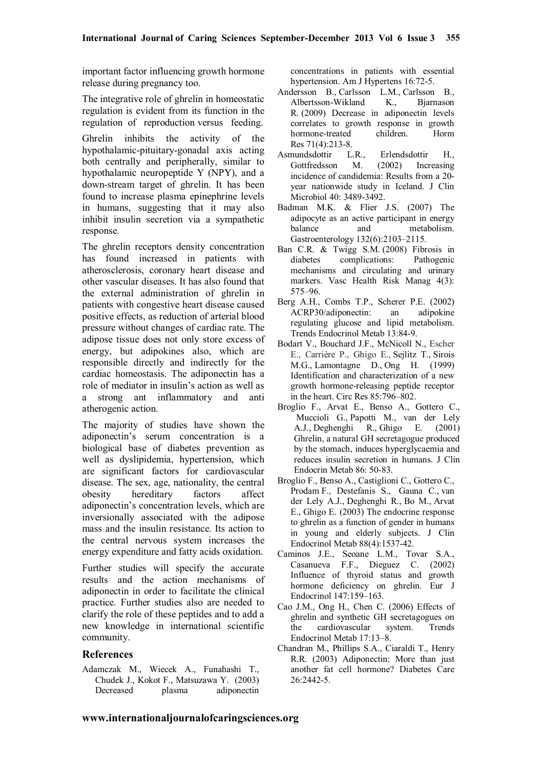important factor influencing growth hormone release during pregnancy too.

The integrative role of ghrelin in homeostatic regulation is evident from its function in the regulation of reproduction versus feeding.

Ghrelin inhibits the activity of the hypothalamic-pituitary-gonadal axis acting both centrally and peripherally, similar to hypothalamic neuropeptide Y (NPY), and a down-stream target of ghrelin. It has been found to increase plasma epinephrine levels in humans, suggesting that it may also inhibit insulin secretion via a sympathetic response.

The ghrelin receptors density concentration has found increased in patients with atherosclerosis, coronary heart disease and other vascular diseases. It has also found that the external administration of ghrelin in patients with congestive heart disease caused positive effects, as reduction of arterial blood pressure without changes of cardiac rate. The adipose tissue does not only store excess of energy, but adipokines also, which are responsible directly and indirectly for the cardiac homeostasis. The adiponectin has a role of mediator in insulin's action as well as a strong ant inflammatory and anti atherogenic action.

The majority of studies have shown the adiponectin's serum concentration is a biological base of diabetes prevention as well as dyslipidemia, hypertension, which are significant factors for cardiovascular disease. The sex, age, nationality, the central obesity hereditary factors affect adiponectin's concentration levels, which are inversionally associated with the adipose mass and the insulin resistance. Its action to the central nervous system increases the energy expenditure and fatty acids oxidation.

Further studies will specify the accurate results and the action mechanisms of adiponectin in order to facilitate the clinical practice. Further studies also are needed to clarify the role of these peptides and to add a new knowledge in international scientific community.

## References

Adamczak M., Wiecek A., Funahashi T., Chudek J., Kokot F., Matsuzawa Y. (2003) Decreased plasma adiponectin concentrations in patients with essential hypertension. Am J Hypertens 16:72-5.

Andersson B., Carlsson L.M., Carlsson B., Albertsson-Wikland K., Bjarnason R. (2009) Decrease in adiponectin levels correlates to growth response in growth hormone-treated children. Horm Res 71(4):213-8.

Asmundsdottir L.R., Erlendsdottir H., Gottfredsson M. (2002) Increasing incidence of candidemia: Results from a 20-year nationwide study in Iceland. J Clin Microbiol 40: 3489-3492.

Badman M.K. & Flier J.S. (2007) The adipocyte as an active participant in energy balance and metabolism. Gastroenterology 132(6):2103–2115.

Ban C.R. & Twigg S.M. (2008) Fibrosis in diabetes complications: Pathogenic mechanisms and circulating and urinary markers. Vasc Health Risk Manag 4(3): 575–96.

Berg A.H., Combs T.P., Scherer P.E. (2002) ACRP30/adiponectin: an adipokine regulating glucose and lipid metabolism. Trends Endocrinol Metab 13:84-9.

Bodart V., Bouchard J.F., McNicoll N., Escher E., Carrière P., Ghigo E., Sejlitz T., Sirois M.G., Lamontagne D., Ong H. (1999) Identification and characterization of a new growth hormone-releasing peptide receptor in the heart. Circ Res 85:796–802.

Broglio F., Arvat E., Benso A., Gottero C., Muccioli G., Papotti M., van der Lely A.J., Deghenghi R., Ghigo E. (2001) Ghrelin, a natural GH secretagogue produced by the stomach, induces hyperglycaemia and reduces insulin secretion in humans. J Clin Endocrin Metab 86: 50-83.

Broglio F., Benso A., Castiglioni C., Gottero C., Prodam F., Destefanis S., Gauna C., van der Lely A.J., Deghenghi R., Bo M., Arvat E., Ghigo E. (2003) The endocrine response to ghrelin as a function of gender in humans in young and elderly subjects. J Clin Endocrinol Metab 88(4):1537-42.

Caminos J.E., Seoane L.M., Tovar S.A., Casanueva F.F., Dieguez C. (2002) Influence of thyroid status and growth hormone deficiency on ghrelin. Eur J Endocrinol 147:159–163.

Cao J.M., Ong H., Chen C. (2006) Effects of ghrelin and synthetic GH secretagogues on the cardiovascular system. Trends Endocrinol Metab 17:13–8.

Chandran M., Phillips S.A., Ciaraldi T., Henry R.R. (2003) Adiponectin: More than just another fat cell hormone? Diabetes Care 26:2442-5.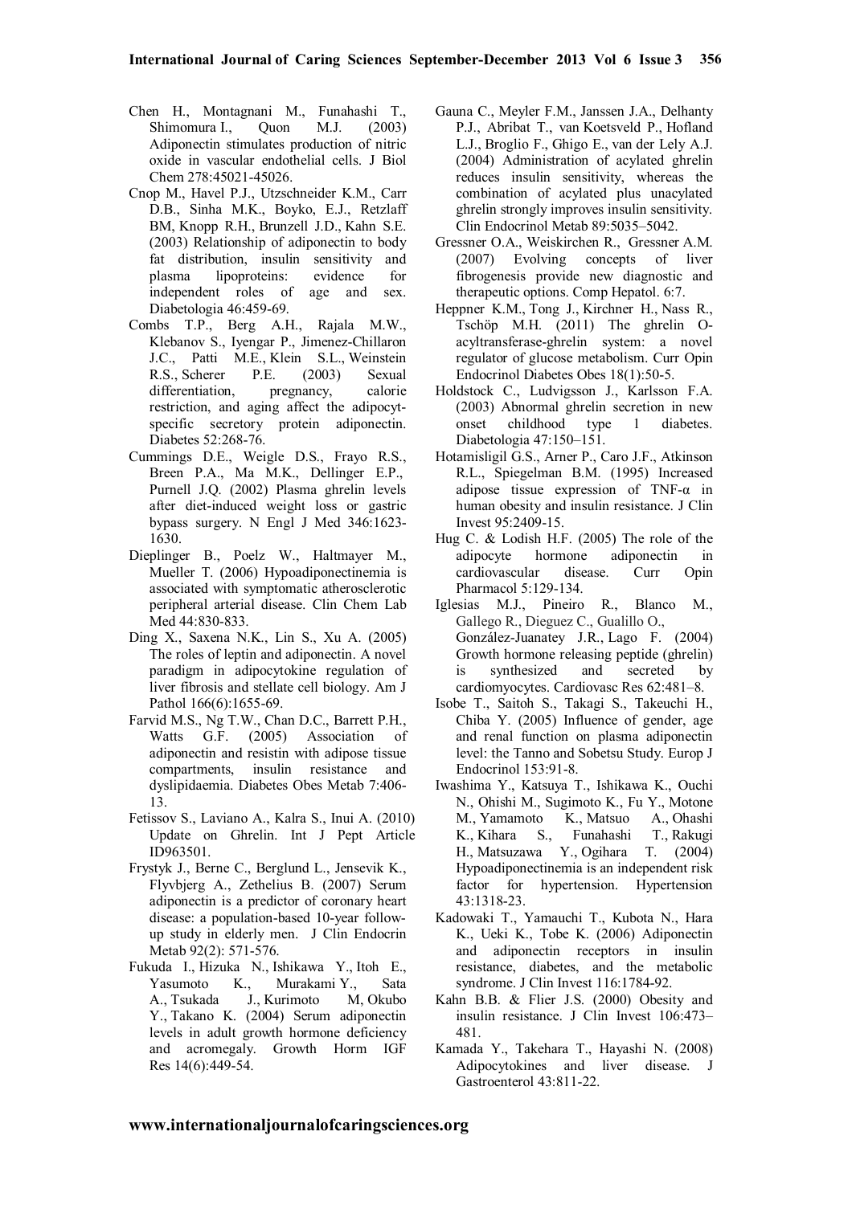Chen H., Montagnani M., Funahashi T., Shimomura I., Quon M.J. (2003) Adiponectin stimulates production of nitric oxide in vascular endothelial cells. J Biol Chem 278:45021-45026.

Cnop M., Havel P.J., Utzschneider K.M., Carr D.B., Sinha M.K., Boyko, E.J., Retzlaff BM, Knopp R.H., Brunzell J.D., Kahn S.E. (2003) Relationship of adiponectin to body fat distribution, insulin sensitivity and plasma lipoproteins: evidence for independent roles of age and sex. Diabetologia 46:459-69.

Combs T.P., Berg A.H., Rajala M.W., Klebanov S., Iyengar P., Jimenez-Chillaron J.C., Patti M.E., Klein S.L., Weinstein R.S., Scherer P.E. (2003) Sexual differentiation, pregnancy, calorie restriction, and aging affect the adipocyt-specific secretory protein adiponectin. Diabetes 52:268-76.

Cummings D.E., Weigle D.S., Frayo R.S., Breen P.A., Ma M.K., Dellinger E.P., Purnell J.Q. (2002) Plasma ghrelin levels after diet-induced weight loss or gastric bypass surgery. N Engl J Med 346:1623-1630.

Dieplinger B., Poelz W., Haltmayer M., Mueller T. (2006) Hypoadiponectinemia is associated with symptomatic atherosclerotic peripheral arterial disease. Clin Chem Lab Med 44:830-833.

Ding X., Saxena N.K., Lin S., Xu A. (2005) The roles of leptin and adiponectin. A novel paradigm in adipocytokine regulation of liver fibrosis and stellate cell biology. Am J Pathol 166(6):1655-69.

Farvid M.S., Ng T.W., Chan D.C., Barrett P.H., Watts G.F. (2005) Association of adiponectin and resistin with adipose tissue compartments, insulin resistance and dyslipidaemia. Diabetes Obes Metab 7:406-13.

Fetissov S., Laviano A., Kalra S., Inui A. (2010) Update on Ghrelin. Int J Pept Article ID963501.

Frystyk J., Berne C., Berglund L., Jensevik K., Flyvbjerg A., Zethelius B. (2007) Serum adiponectin is a predictor of coronary heart disease: a population-based 10-year follow-up study in elderly men. J Clin Endocrin Metab 92(2): 571-576.

Fukuda I., Hizuka N., Ishikawa Y., Itoh E., Yasumoto K., Murakami Y., Sata A., Tsukada J., Kurimoto M, Okubo Y., Takano K. (2004) Serum adiponectin levels in adult growth hormone deficiency and acromegaly. Growth Horm IGF Res 14(6):449-54.

Gauna C., Meyler F.M., Janssen J.A., Delhanty P.J., Abribat T., van Koetsveld P., Hofland L.J., Broglio F., Ghigo E., van der Lely A.J. (2004) Administration of acylated ghrelin reduces insulin sensitivity, whereas the combination of acylated plus unacylated ghrelin strongly improves insulin sensitivity. Clin Endocrinol Metab 89:5035–5042.

Gressner O.A., Weiskirchen R., Gressner A.M. (2007) Evolving concepts of liver fibrogenesis provide new diagnostic and therapeutic options. Comp Hepatol. 6:7.

Heppner K.M., Tong J., Kirchner H., Nass R., Tschöp M.H. (2011) The ghrelin O-acyltransferase-ghrelin system: a novel regulator of glucose metabolism. Curr Opin Endocrinol Diabetes Obes 18(1):50-5.

Holdstock C., Ludvigsson J., Karlsson F.A. (2003) Abnormal ghrelin secretion in new onset childhood type 1 diabetes. Diabetologia 47:150–151.

Hotamisligil G.S., Arner P., Caro J.F., Atkinson R.L., Spiegelman B.M. (1995) Increased adipose tissue expression of TNF-α in human obesity and insulin resistance. J Clin Invest 95:2409-15.

Hug C. & Lodish H.F. (2005) The role of the adipocyte hormone adiponectin in cardiovascular disease. Curr Opin Pharmacol 5:129-134.

Iglesias M.J., Pineiro R., Blanco M., Gallego R., Dieguez C., Gualillo O., González-Juanatey J.R., Lago F. (2004) Growth hormone releasing peptide (ghrelin) is synthesized and secreted by cardiomyocytes. Cardiovasc Res 62:481–8.

Isobe T., Saitoh S., Takagi S., Takeuchi H., Chiba Y. (2005) Influence of gender, age and renal function on plasma adiponectin level: the Tanno and Sobetsu Study. Europ J Endocrinol 153:91-8.

Iwashima Y., Katsuya T., Ishikawa K., Ouchi N., Ohishi M., Sugimoto K., Fu Y., Motone M., Yamamoto K., Matsuo A., Ohashi K., Kihara S., Funahashi T., Rakugi H., Matsuzawa Y., Ogihara T. (2004) Hypoadiponectinemia is an independent risk factor for hypertension. Hypertension 43:1318-23.

Kadowaki T., Yamauchi T., Kubota N., Hara K., Ueki K., Tobe K. (2006) Adiponectin and adiponectin receptors in insulin resistance, diabetes, and the metabolic syndrome. J Clin Invest 116:1784-92.

Kahn B.B. & Flier J.S. (2000) Obesity and insulin resistance. J Clin Invest 106:473–481.

Kamada Y., Takehara T., Hayashi N. (2008) Adipocytokines and liver disease. J Gastroenterol 43:811-22.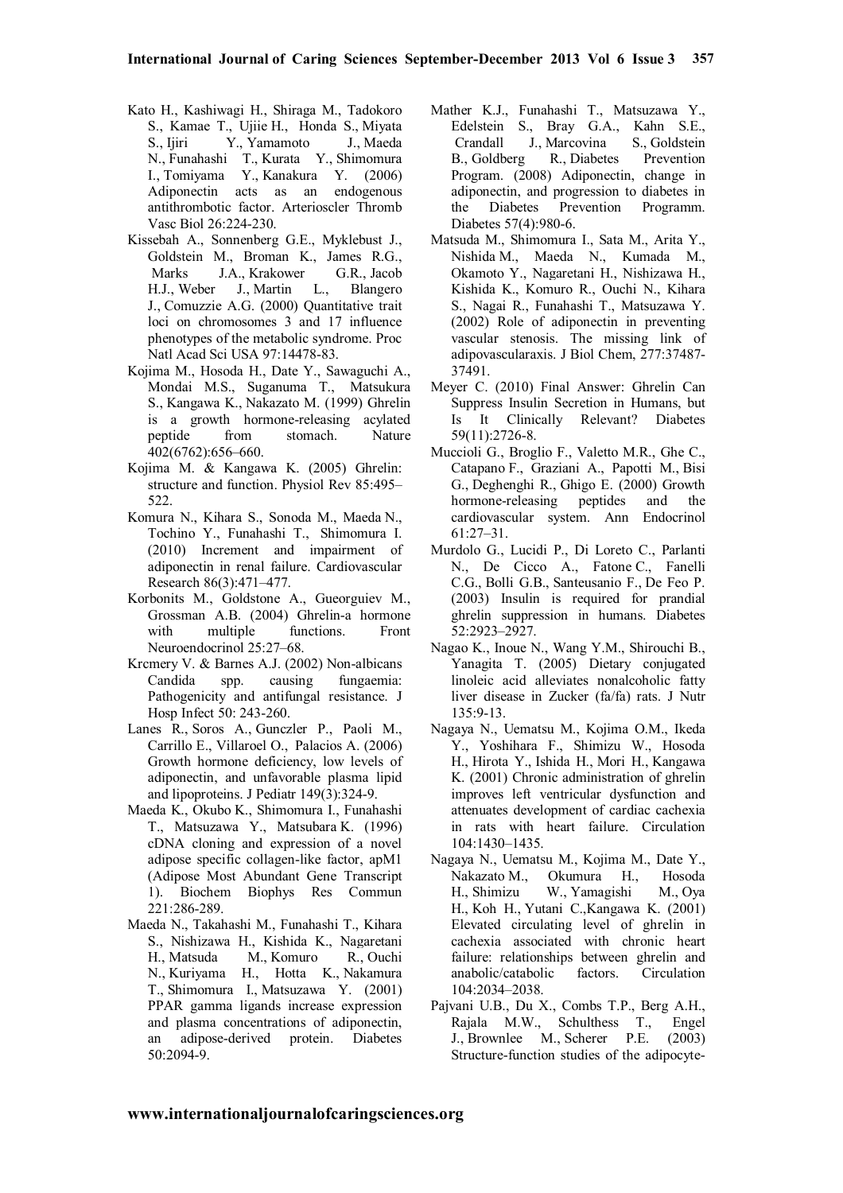Kato H., Kashiwagi H., Shiraga M., Tadokoro S., Kamae T., Ujiie H., Honda S., Miyata S., Ijiri Y., Yamamoto J., Maeda N., Funahashi T., Kurata Y., Shimomura I., Tomiyama Y., Kanakura Y. (2006) Adiponectin acts as an endogenous antithrombotic factor. Arterioscler Thromb Vasc Biol 26:224-230.

Kissebah A., Sonnenberg G.E., Myklebust J., Goldstein M., Broman K., James R.G., Marks J.A., Krakower G.R., Jacob H.J., Weber J., Martin L., Blangero J., Comuzzie A.G. (2000) Quantitative trait loci on chromosomes 3 and 17 influence phenotypes of the metabolic syndrome. Proc Natl Acad Sci USA 97:14478-83.

Kojima M., Hosoda H., Date Y., Sawaguchi A., Mondai M.S., Suganuma T., Matsukura S., Kangawa K., Nakazato M. (1999) Ghrelin is a growth hormone-releasing acylated peptide from stomach. Nature 402(6762):656–660.

Kojima M. & Kangawa K. (2005) Ghrelin: structure and function. Physiol Rev 85:495–522.

Komura N., Kihara S., Sonoda M., Maeda N., Tochino Y., Funahashi T., Shimomura I. (2010) Increment and impairment of adiponectin in renal failure. Cardiovascular Research 86(3):471–477.

Korbonits M., Goldstone A., Gueorguiev M., Grossman A.B. (2004) Ghrelin-a hormone with multiple functions. Front Neuroendocrinol 25:27–68.

Krcmery V. & Barnes A.J. (2002) Non-albicans Candida spp. causing fungaemia: Pathogenicity and antifungal resistance. J Hosp Infect 50: 243-260.

Lanes R., Soros A., Gunczler P., Paoli M., Carrillo E., Villaroel O., Palacios A. (2006) Growth hormone deficiency, low levels of adiponectin, and unfavorable plasma lipid and lipoproteins. J Pediatr 149(3):324-9.

Maeda K., Okubo K., Shimomura I., Funahashi T., Matsuzawa Y., Matsubara K. (1996) cDNA cloning and expression of a novel adipose specific collagen-like factor, apM1 (Adipose Most Abundant Gene Transcript 1). Biochem Biophys Res Commun 221:286-289.

Maeda N., Takahashi M., Funahashi T., Kihara S., Nishizawa H., Kishida K., Nagaretani H., Matsuda M., Komuro R., Ouchi N., Kuriyama H., Hotta K., Nakamura T., Shimomura I., Matsuzawa Y. (2001) PPAR gamma ligands increase expression and plasma concentrations of adiponectin, an adipose-derived protein. Diabetes 50:2094-9.

Mather K.J., Funahashi T., Matsuzawa Y., Edelstein S., Bray G.A., Kahn S.E., Crandall J., Marcovina S., Goldstein B., Goldberg R., Diabetes Prevention Program. (2008) Adiponectin, change in adiponectin, and progression to diabetes in the Diabetes Prevention Programm. Diabetes 57(4):980-6.

Matsuda M., Shimomura I., Sata M., Arita Y., Nishida M., Maeda N., Kumada M., Okamoto Y., Nagaretani H., Nishizawa H., Kishida K., Komuro R., Ouchi N., Kihara S., Nagai R., Funahashi T., Matsuzawa Y. (2002) Role of adiponectin in preventing vascular stenosis. The missing link of adipovasculararaxis. J Biol Chem, 277:37487-37491.

Meyer C. (2010) Final Answer: Ghrelin Can Suppress Insulin Secretion in Humans, but Is It Clinically Relevant? Diabetes 59(11):2726-8.

Muccioli G., Broglio F., Valetto M.R., Ghe C., Catapano F., Graziani A., Papotti M., Bisi G., Deghenghi R., Ghigo E. (2000) Growth hormone-releasing peptides and the cardiovascular system. Ann Endocrinol 61:27–31.

Murdolo G., Lucidi P., Di Loreto C., Parlanti N., De Cicco A., Fatone C., Fanelli C.G., Bolli G.B., Santeusanio F., De Feo P. (2003) Insulin is required for prandial ghrelin suppression in humans. Diabetes 52:2923–2927.

Nagao K., Inoue N., Wang Y.M., Shirouchi B., Yanagita T. (2005) Dietary conjugated linoleic acid alleviates nonalcoholic fatty liver disease in Zucker (fa/fa) rats. J Nutr 135:9-13.

Nagaya N., Uematsu M., Kojima O.M., Ikeda Y., Yoshihara F., Shimizu W., Hosoda H., Hirota Y., Ishida H., Mori H., Kangawa K. (2001) Chronic administration of ghrelin improves left ventricular dysfunction and attenuates development of cardiac cachexia in rats with heart failure. Circulation 104:1430–1435.

Nagaya N., Uematsu M., Kojima M., Date Y., Nakazato M., Okumura H., Hosoda H., Shimizu W., Yamagishi M., Oya H., Koh H., Yutani C.,Kangawa K. (2001) Elevated circulating level of ghrelin in cachexia associated with chronic heart failure: relationships between ghrelin and anabolic/catabolic factors. Circulation 104:2034–2038.

Pajvani U.B., Du X., Combs T.P., Berg A.H., Rajala M.W., Schulthess T., Engel J., Brownlee M., Scherer P.E. (2003) Structure-function studies of the adipocyte-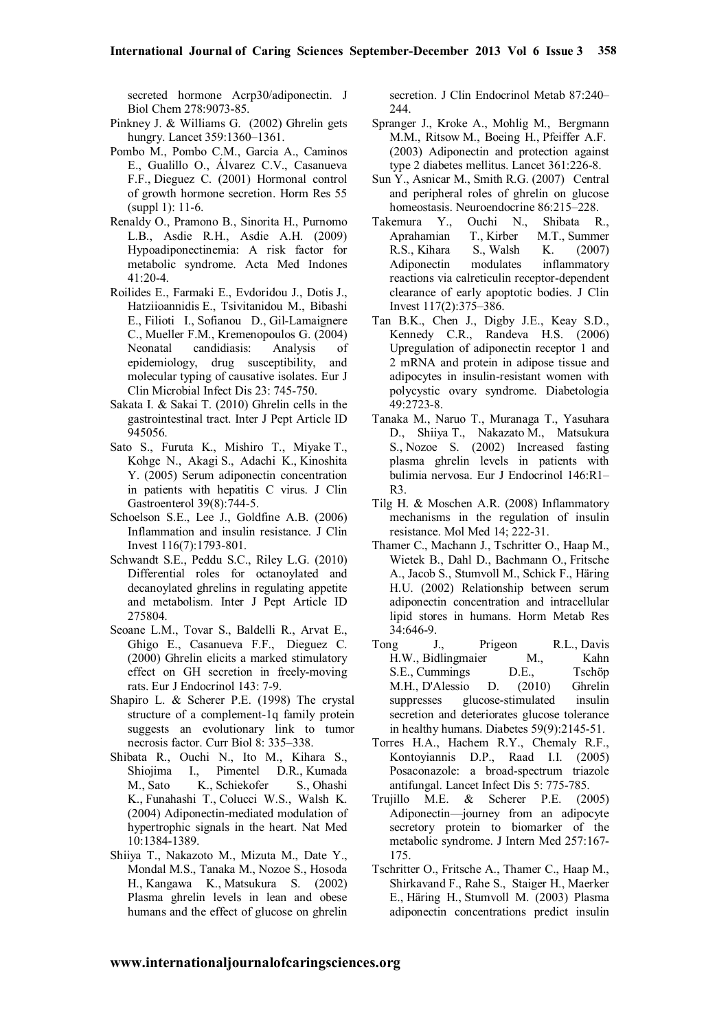secreted hormone Acrp30/adiponectin. J Biol Chem 278:9073-85.

Pinkney J. & Williams G. (2002) Ghrelin gets hungry. Lancet 359:1360–1361.

Pombo M., Pombo C.M., Garcia A., Caminos E., Gualillo O., Álvarez C.V., Casanueva F.F., Dieguez C. (2001) Hormonal control of growth hormone secretion. Horm Res 55 (suppl 1): 11-6.

Renaldy O., Pramono B., Sinorita H., Purnomo L.B., Asdie R.H., Asdie A.H. (2009) Hypoadiponectinemia: A risk factor for metabolic syndrome. Acta Med Indones 41:20-4.

Roilides E., Farmaki E., Evdoridou J., Dotis J., Hatziioannidis E., Tsivitanidou M., Bibashi E., Filioti I., Sofianou D., Gil-Lamaignere C., Mueller F.M., Kremenopoulos G. (2004) Neonatal candidiasis: Analysis of epidemiology, drug susceptibility, and molecular typing of causative isolates. Eur J Clin Microbial Infect Dis 23: 745-750.

Sakata I. & Sakai T. (2010) Ghrelin cells in the gastrointestinal tract. Inter J Pept Article ID 945056.

Sato S., Furuta K., Mishiro T., Miyake T., Kohge N., Akagi S., Adachi K., Kinoshita Y. (2005) Serum adiponectin concentration in patients with hepatitis C virus. J Clin Gastroenterol 39(8):744-5.

Schoelson S.E., Lee J., Goldfine A.B. (2006) Inflammation and insulin resistance. J Clin Invest 116(7):1793-801.

Schwandt S.E., Peddu S.C., Riley L.G. (2010) Differential roles for octanoylated and decanoylated ghrelins in regulating appetite and metabolism. Inter J Pept Article ID 275804.

Seoane L.M., Tovar S., Baldelli R., Arvat E., Ghigo E., Casanueva F.F., Dieguez C. (2000) Ghrelin elicits a marked stimulatory effect on GH secretion in freely-moving rats. Eur J Endocrinol 143: 7-9.

Shapiro L. & Scherer P.E. (1998) The crystal structure of a complement-1q family protein suggests an evolutionary link to tumor necrosis factor. Curr Biol 8: 335–338.

Shibata R., Ouchi N., Ito M., Kihara S., Shiojima I., Pimentel D.R., Kumada M., Sato K., Schiekofer S., Ohashi K., Funahashi T., Colucci W.S., Walsh K. (2004) Adiponectin-mediated modulation of hypertrophic signals in the heart. Nat Med 10:1384-1389.

Shiiya T., Nakazoto M., Mizuta M., Date Y., Mondal M.S., Tanaka M., Nozoe S., Hosoda H., Kangawa K., Matsukura S. (2002) Plasma ghrelin levels in lean and obese humans and the effect of glucose on ghrelin secretion. J Clin Endocrinol Metab 87:240–244.

Spranger J., Kroke A., Mohlig M., Bergmann M.M., Ritsow M., Boeing H., Pfeiffer A.F. (2003) Adiponectin and protection against type 2 diabetes mellitus. Lancet 361:226-8.

Sun Y., Asnicar M., Smith R.G. (2007) Central and peripheral roles of ghrelin on glucose homeostasis. Neuroendocrine 86:215–228.

Takemura Y., Ouchi N., Shibata R., Aprahamian T., Kirber M.T., Summer R.S., Kihara S., Walsh K. (2007) Adiponectin modulates inflammatory reactions via calreticulin receptor-dependent clearance of early apoptotic bodies. J Clin Invest 117(2):375–386.

Tan B.K., Chen J., Digby J.E., Keay S.D., Kennedy C.R., Randeva H.S. (2006) Upregulation of adiponectin receptor 1 and 2 mRNA and protein in adipose tissue and adipocytes in insulin-resistant women with polycystic ovary syndrome. Diabetologia 49:2723-8.

Tanaka M., Naruo T., Muranaga T., Yasuhara D., Shiiya T., Nakazato M., Matsukura S., Nozoe S. (2002) Increased fasting plasma ghrelin levels in patients with bulimia nervosa. Eur J Endocrinol 146:R1–R3.

Tilg H. & Moschen A.R. (2008) Inflammatory mechanisms in the regulation of insulin resistance. Mol Med 14; 222-31.

Thamer C., Machann J., Tschritter O., Haap M., Wietek B., Dahl D., Bachmann O., Fritsche A., Jacob S., Stumvoll M., Schick F., Häring H.U. (2002) Relationship between serum adiponectin concentration and intracellular lipid stores in humans. Horm Metab Res 34:646-9.

Tong J., Prigeon R.L., Davis H.W., Bidlingmaier M., Kahn S.E., Cummings D.E., Tschöp M.H., D'Alessio D. (2010) Ghrelin suppresses glucose-stimulated insulin secretion and deteriorates glucose tolerance in healthy humans. Diabetes 59(9):2145-51.

Torres H.A., Hachem R.Y., Chemaly R.F., Kontoyiannis D.P., Raad I.I. (2005) Posaconazole: a broad-spectrum triazole antifungal. Lancet Infect Dis 5: 775-785.

Trujillo M.E. & Scherer P.E. (2005) Adiponectin—journey from an adipocyte secretory protein to biomarker of the metabolic syndrome. J Intern Med 257:167-175.

Tschritter O., Fritsche A., Thamer C., Haap M., Shirkavand F., Rahe S., Staiger H., Maerker E., Häring H., Stumvoll M. (2003) Plasma adiponectin concentrations predict insulin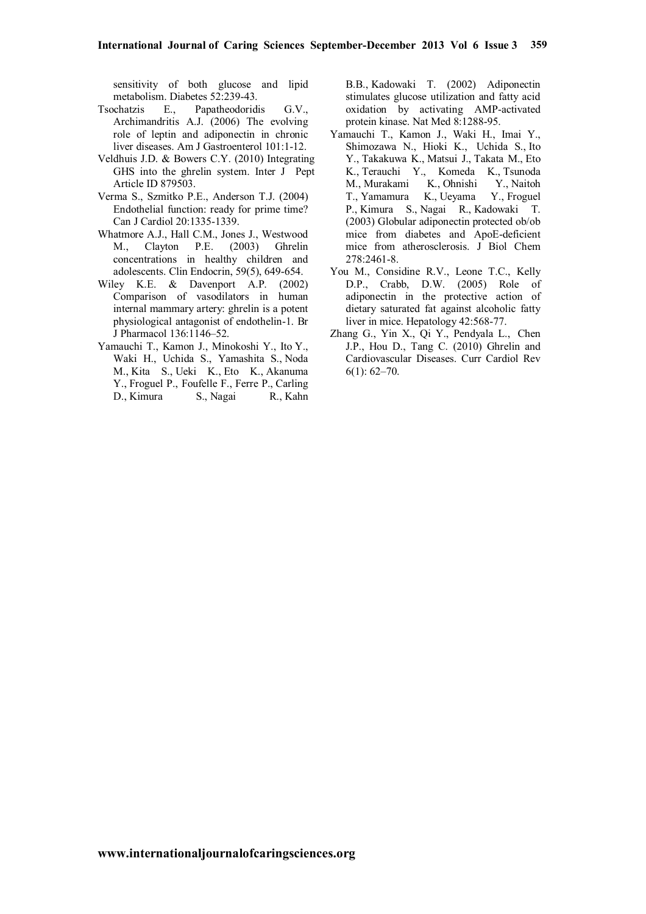sensitivity of both glucose and lipid metabolism. Diabetes 52:239-43.

Tsochatzis E., Papatheodoridis G.V., Archimandritis A.J. (2006) The evolving role of leptin and adiponectin in chronic liver diseases. Am J Gastroenterol 101:1-12.

Veldhuis J.D. & Bowers C.Y. (2010) Integrating GHS into the ghrelin system. Inter J Pept Article ID 879503.

Verma S., Szmitko P.E., Anderson T.J. (2004) Endothelial function: ready for prime time? Can J Cardiol 20:1335-1339.

Whatmore A.J., Hall C.M., Jones J., Westwood M., Clayton P.E. (2003) Ghrelin concentrations in healthy children and adolescents. Clin Endocrin, 59(5), 649-654.

Wiley K.E. & Davenport A.P. (2002) Comparison of vasodilators in human internal mammary artery: ghrelin is a potent physiological antagonist of endothelin-1. Br J Pharmacol 136:1146–52.

Yamauchi T., Kamon J., Minokoshi Y., Ito Y., Waki H., Uchida S., Yamashita S., Noda M., Kita S., Ueki K., Eto K., Akanuma Y., Froguel P., Foufelle F., Ferre P., Carling D., Kimura S., Nagai R., Kahn B.B., Kadowaki T. (2002) Adiponectin stimulates glucose utilization and fatty acid oxidation by activating AMP-activated protein kinase. Nat Med 8:1288-95.

Yamauchi T., Kamon J., Waki H., Imai Y., Shimozawa N., Hioki K., Uchida S., Ito Y., Takakuwa K., Matsui J., Takata M., Eto K., Terauchi Y., Komeda K., Tsunoda M., Murakami K., Ohnishi Y., Naitoh T., Yamamura K., Ueyama Y., Froguel P., Kimura S., Nagai R., Kadowaki T. (2003) Globular adiponectin protected ob/ob mice from diabetes and ApoE-deficient mice from atherosclerosis. J Biol Chem 278:2461-8.

You M., Considine R.V., Leone T.C., Kelly D.P., Crabb, D.W. (2005) Role of adiponectin in the protective action of dietary saturated fat against alcoholic fatty liver in mice. Hepatology 42:568-77.

Zhang G., Yin X., Qi Y., Pendyala L., Chen J.P., Hou D., Tang C. (2010) Ghrelin and Cardiovascular Diseases. Curr Cardiol Rev 6(1): 62–70.